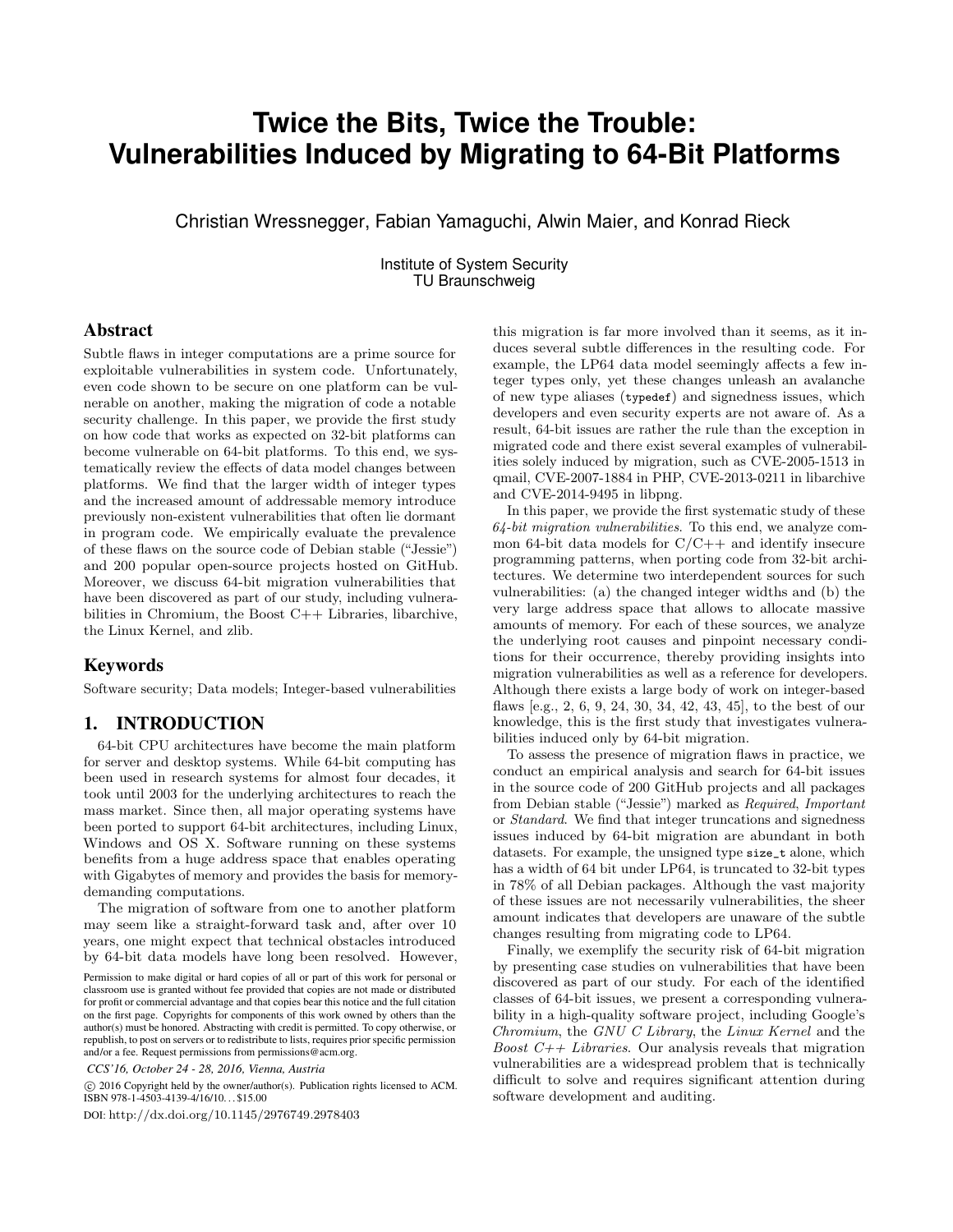# Twice the Bits, Twice the Trouble: Vulnerabilities Induced by Migrating to 64-Bit Platforms

Christian Wressnegger, Fabian Yamaguchi, Alwin Maier, and Konrad Rieck

Institute of System Security
TU Braunschweig

## Abstract

Subtle flaws in integer computations are a prime source for exploitable vulnerabilities in system code. Unfortunately, even code shown to be secure on one platform can be vulnerable on another, making the migration of code a notable security challenge. In this paper, we provide the first study on how code that works as expected on 32-bit platforms can become vulnerable on 64-bit platforms. To this end, we systematically review the effects of data model changes between platforms. We find that the larger width of integer types and the increased amount of addressable memory introduce previously non-existent vulnerabilities that often lie dormant in program code. We empirically evaluate the prevalence of these flaws on the source code of Debian stable ("Jessie") and 200 popular open-source projects hosted on GitHub. Moreover, we discuss 64-bit migration vulnerabilities that have been discovered as part of our study, including vulnerabilities in Chromium, the Boost C++ Libraries, libarchive, the Linux Kernel, and zlib.

## Keywords

Software security; Data models; Integer-based vulnerabilities

## 1. INTRODUCTION

64-bit CPU architectures have become the main platform for server and desktop systems. While 64-bit computing has been used in research systems for almost four decades, it took until 2003 for the underlying architectures to reach the mass market. Since then, all major operating systems have been ported to support 64-bit architectures, including Linux, Windows and OS X. Software running on these systems benefits from a huge address space that enables operating with Gigabytes of memory and provides the basis for memory-demanding computations.

The migration of software from one to another platform may seem like a straight-forward task and, after over 10 years, one might expect that technical obstacles introduced by 64-bit data models have long been resolved. However, this migration is far more involved than it seems, as it induces several subtle differences in the resulting code. For example, the LP64 data model seemingly affects a few integer types only, yet these changes unleash an avalanche of new type aliases (`typedef`) and signedness issues, which developers and even security experts are not aware of. As a result, 64-bit issues are rather the rule than the exception in migrated code and there exist several examples of vulnerabilities solely induced by migration, such as CVE-2005-1513 in qmail, CVE-2007-1884 in PHP, CVE-2013-0211 in libarchive and CVE-2014-9495 in libpng.

In this paper, we provide the first systematic study of these *64-bit migration vulnerabilities*. To this end, we analyze common 64-bit data models for C/C++ and identify insecure programming patterns, when porting code from 32-bit architectures. We determine two interdependent sources for such vulnerabilities: (a) the changed integer widths and (b) the very large address space that allows to allocate massive amounts of memory. For each of these sources, we analyze the underlying root causes and pinpoint necessary conditions for their occurrence, thereby providing insights into migration vulnerabilities as well as a reference for developers. Although there exists a large body of work on integer-based flaws [e.g., 2, 6, 9, 24, 30, 34, 42, 43, 45], to the best of our knowledge, this is the first study that investigates vulnerabilities induced only by 64-bit migration.

To assess the presence of migration flaws in practice, we conduct an empirical analysis and search for 64-bit issues in the source code of 200 GitHub projects and all packages from Debian stable ("Jessie") marked as *Required*, *Important* or *Standard*. We find that integer truncations and signedness issues induced by 64-bit migration are abundant in both datasets. For example, the unsigned type `size_t` alone, which has a width of 64 bit under LP64, is truncated to 32-bit types in 78% of all Debian packages. Although the vast majority of these issues are not necessarily vulnerabilities, the sheer amount indicates that developers are unaware of the subtle changes resulting from migrating code to LP64.

Finally, we exemplify the security risk of 64-bit migration by presenting case studies on vulnerabilities that have been discovered as part of our study. For each of the identified classes of 64-bit issues, we present a corresponding vulnerability in a high-quality software project, including Google's *Chromium*, the *GNU C Library*, the *Linux Kernel* and the *Boost C++ Libraries*. Our analysis reveals that migration vulnerabilities are a widespread problem that is technically difficult to solve and requires significant attention during software development and auditing.

Permission to make digital or hard copies of all or part of this work for personal or classroom use is granted without fee provided that copies are not made or distributed for profit or commercial advantage and that copies bear this notice and the full citation on the first page. Copyrights for components of this work owned by others than the author(s) must be honored. Abstracting with credit is permitted. To copy otherwise, or republish, to post on servers or to redistribute to lists, requires prior specific permission and/or a fee. Request permissions from permissions@acm.org.

*CCS'16, October 24 - 28, 2016, Vienna, Austria*

© 2016 Copyright held by the owner/author(s). Publication rights licensed to ACM. ISBN 978-1-4503-4139-4/16/10...$15.00

DOI: http://dx.doi.org/10.1145/2976749.2978403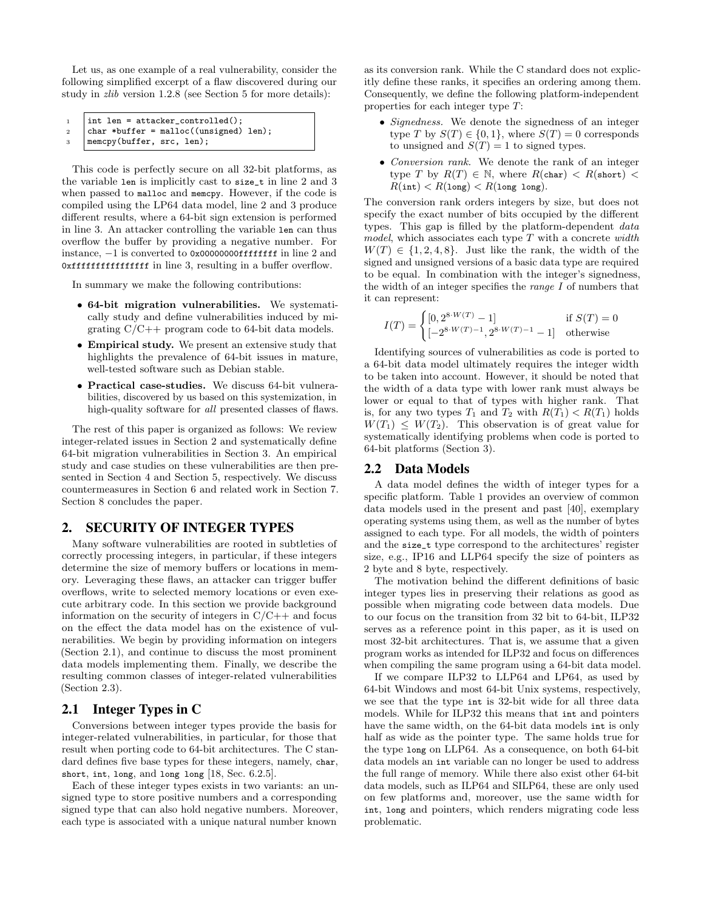Let us, as one example of a real vulnerability, consider the following simplified excerpt of a flaw discovered during our study in *zlib* version 1.2.8 (see Section 5 for more details):

```
int len = attacker_controlled();
char *buffer = malloc((unsigned) len);
memcpy(buffer, src, len);
```

This code is perfectly secure on all 32-bit platforms, as the variable `len` is implicitly cast to `size_t` in line 2 and 3 when passed to `malloc` and `memcpy`. However, if the code is compiled using the LP64 data model, line 2 and 3 produce different results, where a 64-bit sign extension is performed in line 3. An attacker controlling the variable `len` can thus overflow the buffer by providing a negative number. For instance, −1 is converted to `0x00000000ffffffff` in line 2 and `0xffffffffffffffff` in line 3, resulting in a buffer overflow.

In summary we make the following contributions:

- **64-bit migration vulnerabilities.** We systematically study and define vulnerabilities induced by migrating C/C++ program code to 64-bit data models.
- **Empirical study.** We present an extensive study that highlights the prevalence of 64-bit issues in mature, well-tested software such as Debian stable.
- **Practical case-studies.** We discuss 64-bit vulnerabilities, discovered by us based on this systemization, in high-quality software for *all* presented classes of flaws.

The rest of this paper is organized as follows: We review integer-related issues in Section 2 and systematically define 64-bit migration vulnerabilities in Section 3. An empirical study and case studies on these vulnerabilities are then presented in Section 4 and Section 5, respectively. We discuss countermeasures in Section 6 and related work in Section 7. Section 8 concludes the paper.

## 2. SECURITY OF INTEGER TYPES

Many software vulnerabilities are rooted in subtleties of correctly processing integers, in particular, if these integers determine the size of memory buffers or locations in memory. Leveraging these flaws, an attacker can trigger buffer overflows, write to selected memory locations or even execute arbitrary code. In this section we provide background information on the security of integers in C/C++ and focus on the effect the data model has on the existence of vulnerabilities. We begin by providing information on integers (Section 2.1), and continue to discuss the most prominent data models implementing them. Finally, we describe the resulting common classes of integer-related vulnerabilities (Section 2.3).

### 2.1 Integer Types in C

Conversions between integer types provide the basis for integer-related vulnerabilities, in particular, for those that result when porting code to 64-bit architectures. The C standard defines five base types for these integers, namely, `char`, `short`, `int`, `long`, and `long long` [18, Sec. 6.2.5].

Each of these integer types exists in two variants: an unsigned type to store positive numbers and a corresponding signed type that can also hold negative numbers. Moreover, each type is associated with a unique natural number known as its conversion rank. While the C standard does not explicitly define these ranks, it specifies an ordering among them. Consequently, we define the following platform-independent properties for each integer type $T$:

- *Signedness.* We denote the signedness of an integer type $T$ by $S(T) \in \{0, 1\}$, where $S(T) = 0$ corresponds to unsigned and $S(T) = 1$ to signed types.
- *Conversion rank.* We denote the rank of an integer type $T$ by $R(T) \in \mathbb{N}$, where $R(\texttt{char}) < R(\texttt{short}) < R(\texttt{int}) < R(\texttt{long}) < R(\texttt{long long})$.

The conversion rank orders integers by size, but does not specify the exact number of bits occupied by the different types. This gap is filled by the platform-dependent *data model*, which associates each type $T$ with a concrete *width* $W(T) \in \{1, 2, 4, 8\}$. Just like the rank, the width of the signed and unsigned versions of a basic data type are required to be equal. In combination with the integer's signedness, the width of an integer specifies the *range* $I$ of numbers that it can represent:

$$I(T) = \begin{cases} [0, 2^{8 \cdot W(T)} - 1] & \text{if } S(T) = 0 \\ [-2^{8 \cdot W(T)-1}, 2^{8 \cdot W(T)-1} - 1] & \text{otherwise} \end{cases}$$

Identifying sources of vulnerabilities as code is ported to a 64-bit data model ultimately requires the integer width to be taken into account. However, it should be noted that the width of a data type with lower rank must always be lower or equal to that of types with higher rank. That is, for any two types $T_1$ and $T_2$ with $R(T_1) < R(T_1)$ holds $W(T_1) \leq W(T_2)$. This observation is of great value for systematically identifying problems when code is ported to 64-bit platforms (Section 3).

### 2.2 Data Models

A data model defines the width of integer types for a specific platform. Table 1 provides an overview of common data models used in the present and past [40], exemplary operating systems using them, as well as the number of bytes assigned to each type. For all models, the width of pointers and the `size_t` type correspond to the architectures' register size, e.g., IP16 and LLP64 specify the size of pointers as 2 byte and 8 byte, respectively.

The motivation behind the different definitions of basic integer types lies in preserving their relations as good as possible when migrating code between data models. Due to our focus on the transition from 32 bit to 64-bit, ILP32 serves as a reference point in this paper, as it is used on most 32-bit architectures. That is, we assume that a given program works as intended for ILP32 and focus on differences when compiling the same program using a 64-bit data model.

If we compare ILP32 to LLP64 and LP64, as used by 64-bit Windows and most 64-bit Unix systems, respectively, we see that the type `int` is 32-bit wide for all three data models. While for ILP32 this means that `int` and pointers have the same width, on the 64-bit data models `int` is only half as wide as the pointer type. The same holds true for the type `long` on LLP64. As a consequence, on both 64-bit data models an `int` variable can no longer be used to address the full range of memory. While there also exist other 64-bit data models, such as ILP64 and SILP64, these are only used on few platforms and, moreover, use the same width for `int`, `long` and pointers, which renders migrating code less problematic.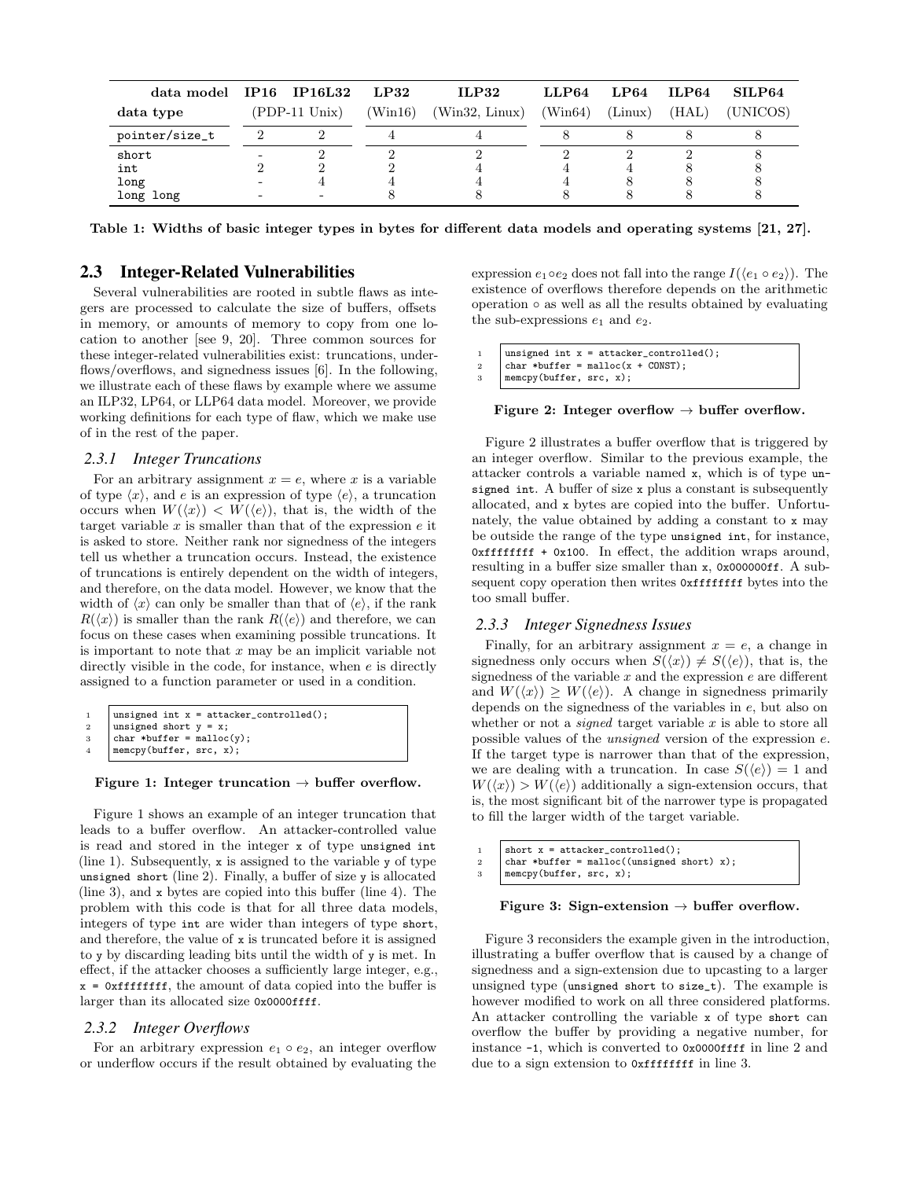| data model | IP16 | IP16L32 | LP32 | ILP32 | LLP64 | LP64 | ILP64 | SILP64 |
|---|---|---|---|---|---|---|---|---|
| **data type** | (PDP-11 Unix) | | (Win16) | (Win32, Linux) | (Win64) | (Linux) | (HAL) | (UNICOS) |
| pointer/size_t | 2 | 2 | 4 | 4 | 8 | 8 | 8 | 8 |
| short | - | 2 | 2 | 2 | 2 | 2 | 2 | 8 |
| int | 2 | 2 | 2 | 4 | 4 | 4 | 8 | 8 |
| long | - | 4 | 4 | 4 | 4 | 8 | 8 | 8 |
| long long | - | - | 8 | 8 | 8 | 8 | 8 | 8 |

**Table 1: Widths of basic integer types in bytes for different data models and operating systems [21, 27].**

## 2.3 Integer-Related Vulnerabilities

Several vulnerabilities are rooted in subtle flaws as integers are processed to calculate the size of buffers, offsets in memory, or amounts of memory to copy from one location to another [see 9, 20]. Three common sources for these integer-related vulnerabilities exist: truncations, underflows/overflows, and signedness issues [6]. In the following, we illustrate each of these flaws by example where we assume an ILP32, LP64, or LLP64 data model. Moreover, we provide working definitions for each type of flaw, which we make use of in the rest of the paper.

### 2.3.1 *Integer Truncations*

For an arbitrary assignment $x = e$, where $x$ is a variable of type $\langle x \rangle$, and $e$ is an expression of type $\langle e \rangle$, a truncation occurs when $W(\langle x \rangle) < W(\langle e \rangle)$, that is, the width of the target variable $x$ is smaller than that of the expression $e$ it is asked to store. Neither rank nor signedness of the integers tell us whether a truncation occurs. Instead, the existence of truncations is entirely dependent on the width of integers, and therefore, on the data model. However, we know that the width of $\langle x \rangle$ can only be smaller than that of $\langle e \rangle$, if the rank $R(\langle x \rangle)$ is smaller than the rank $R(\langle e \rangle)$ and therefore, we can focus on these cases when examining possible truncations. It is important to note that $x$ may be an implicit variable not directly visible in the code, for instance, when $e$ is directly assigned to a function parameter or used in a condition.

```
1  unsigned int x = attacker_controlled();
2  unsigned short y = x;
3  char *buffer = malloc(y);
4  memcpy(buffer, src, x);
```

**Figure 1: Integer truncation → buffer overflow.**

Figure 1 shows an example of an integer truncation that leads to a buffer overflow. An attacker-controlled value is read and stored in the integer `x` of type `unsigned int` (line 1). Subsequently, `x` is assigned to the variable `y` of type `unsigned short` (line 2). Finally, a buffer of size `y` is allocated (line 3), and `x` bytes are copied into this buffer (line 4). The problem with this code is that for all three data models, integers of type `int` are wider than integers of type `short`, and therefore, the value of `x` is truncated before it is assigned to `y` by discarding leading bits until the width of `y` is met. In effect, if the attacker chooses a sufficiently large integer, e.g., `x = 0xffffffff`, the amount of data copied into the buffer is larger than its allocated size `0x0000ffff`.

### 2.3.2 *Integer Overflows*

For an arbitrary expression $e_1 \circ e_2$, an integer overflow or underflow occurs if the result obtained by evaluating the expression $e_1 \circ e_2$ does not fall into the range $I(\langle e_1 \circ e_2 \rangle)$. The existence of overflows therefore depends on the arithmetic operation $\circ$ as well as all the results obtained by evaluating the sub-expressions $e_1$ and $e_2$.

```
1  unsigned int x = attacker_controlled();
2  char *buffer = malloc(x + CONST);
3  memcpy(buffer, src, x);
```

**Figure 2: Integer overflow → buffer overflow.**

Figure 2 illustrates a buffer overflow that is triggered by an integer overflow. Similar to the previous example, the attacker controls a variable named `x`, which is of type `unsigned int`. A buffer of size `x` plus a constant is subsequently allocated, and `x` bytes are copied into the buffer. Unfortunately, the value obtained by adding a constant to `x` may be outside the range of the type `unsigned int`, for instance, `0xffffffff + 0x100`. In effect, the addition wraps around, resulting in a buffer size smaller than `x`, `0x000000ff`. A subsequent copy operation then writes `0xffffffff` bytes into the too small buffer.

### 2.3.3 *Integer Signedness Issues*

Finally, for an arbitrary assignment $x = e$, a change in signedness only occurs when $S(\langle x \rangle) \neq S(\langle e \rangle)$, that is, the signedness of the variable $x$ and the expression $e$ are different and $W(\langle x \rangle) \geq W(\langle e \rangle)$. A change in signedness primarily depends on the signedness of the variables in $e$, but also on whether or not a *signed* target variable $x$ is able to store all possible values of the *unsigned* version of the expression $e$. If the target type is narrower than that of the expression, we are dealing with a truncation. In case $S(\langle e \rangle) = 1$ and $W(\langle x \rangle) > W(\langle e \rangle)$ additionally a sign-extension occurs, that is, the most significant bit of the narrower type is propagated to fill the larger width of the target variable.

```
1  short x = attacker_controlled();
2  char *buffer = malloc((unsigned short) x);
3  memcpy(buffer, src, x);
```

**Figure 3: Sign-extension → buffer overflow.**

Figure 3 reconsiders the example given in the introduction, illustrating a buffer overflow that is caused by a change of signedness and a sign-extension due to upcasting to a larger unsigned type (`unsigned short` to `size_t`). The example is however modified to work on all three considered platforms. An attacker controlling the variable `x` of type `short` can overflow the buffer by providing a negative number, for instance `-1`, which is converted to `0x0000ffff` in line 2 and due to a sign extension to `0xffffffff` in line 3.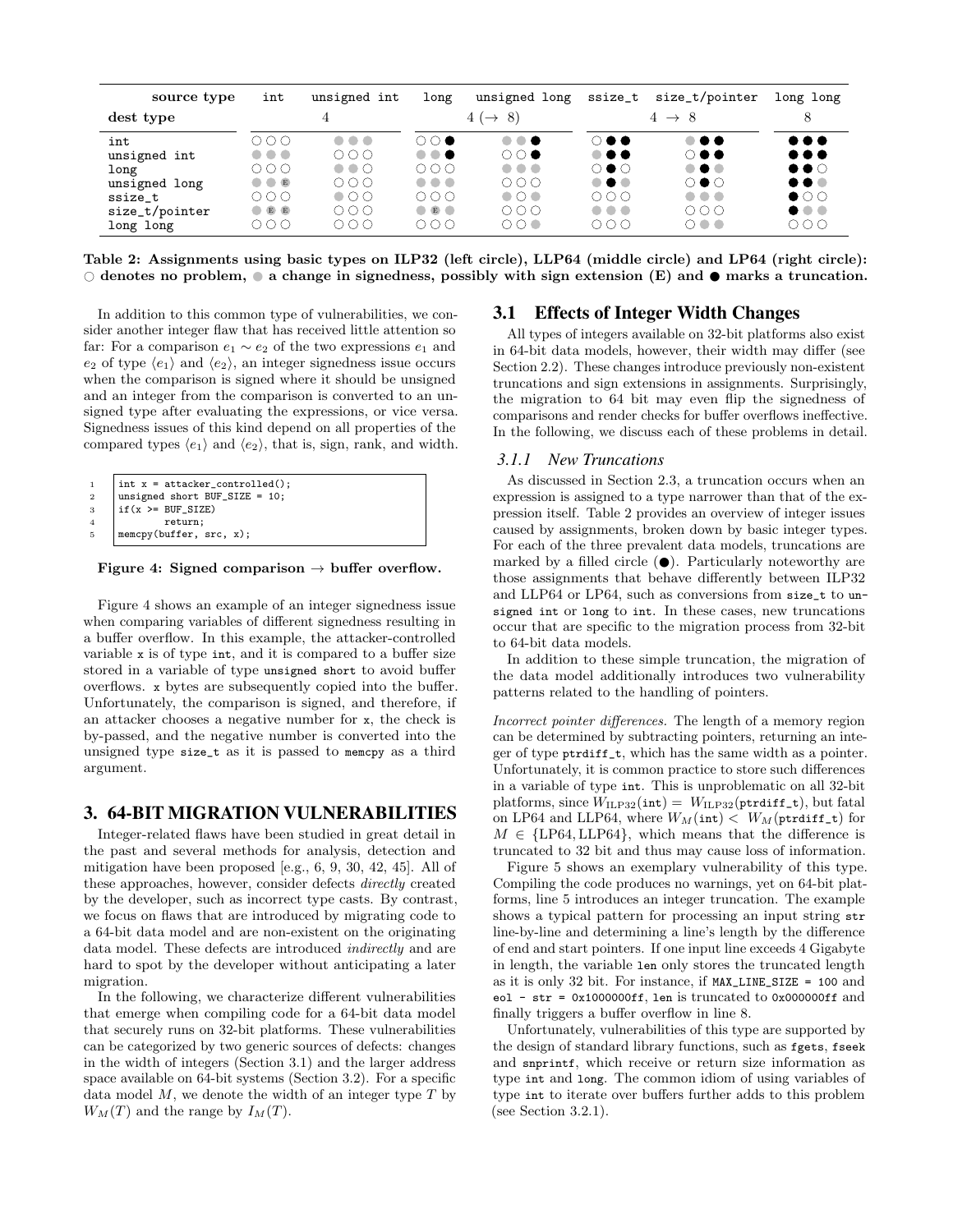| source type | int | unsigned int | long | unsigned long | ssize_t | size_t/pointer | long long |
|---|---|---|---|---|---|---|---|
| **dest type** | 4 | | 4 (→ 8) | | 4 → 8 | | 8 |
| int | ○○○ | ◍◍◍ | ○○● | ◍◍● | ○●● | ◍●● | ●●● |
| unsigned int | ◍◍◍ | ○○○ | ◍◍● | ○○● | ◍●● | ○●● | ●●● |
| long | ○○○ | ◍◍○ | ○○○ | ◍◍◍ | ○●○ | ◍●◍ | ●●○ |
| unsigned long | ◍◍E | ○○○ | ◍◍◍ | ○○○ | ◍●◍ | ○●○ | ●●◍ |
| ssize_t | ○○○ | ◍○○ | ○○○ | ◍○◍ | ○○○ | ◍◍◍ | ●○○ |
| size_t/pointer | ◍EE | ○○○ | ◍E◍ | ○○○ | ◍◍◍ | ○○○ | ●◍◍ |
| long long | ○○○ | ○○○ | ○○○ | ○○◍ | ○○○ | ○◍◍ | ○○○ |

**Table 2: Assignments using basic types on ILP32 (left circle), LLP64 (middle circle) and LP64 (right circle): ○ denotes no problem, ◍ a change in signedness, possibly with sign extension (E) and ● marks a truncation.**

In addition to this common type of vulnerabilities, we consider another integer flaw that has received little attention so far: For a comparison $e_1 \sim e_2$ of the two expressions $e_1$ and $e_2$ of type $\langle e_1 \rangle$ and $\langle e_2 \rangle$, an integer signedness issue occurs when the comparison is signed where it should be unsigned and an integer from the comparison is converted to an unsigned type after evaluating the expressions, or vice versa. Signedness issues of this kind depend on all properties of the compared types $\langle e_1 \rangle$ and $\langle e_2 \rangle$, that is, sign, rank, and width.

```
1  int x = attacker_controlled();
2  unsigned short BUF_SIZE = 10;
3  if(x >= BUF_SIZE)
4          return;
5  memcpy(buffer, src, x);
```

**Figure 4: Signed comparison → buffer overflow.**

Figure 4 shows an example of an integer signedness issue when comparing variables of different signedness resulting in a buffer overflow. In this example, the attacker-controlled variable x is of type int, and it is compared to a buffer size stored in a variable of type unsigned short to avoid buffer overflows. x bytes are subsequently copied into the buffer. Unfortunately, the comparison is signed, and therefore, if an attacker chooses a negative number for x, the check is by-passed, and the negative number is converted into the unsigned type size_t as it is passed to memcpy as a third argument.

## 3. 64-BIT MIGRATION VULNERABILITIES

Integer-related flaws have been studied in great detail in the past and several methods for analysis, detection and mitigation have been proposed [e.g., 6, 9, 30, 42, 45]. All of these approaches, however, consider defects *directly* created by the developer, such as incorrect type casts. By contrast, we focus on flaws that are introduced by migrating code to a 64-bit data model and are non-existent on the originating data model. These defects are introduced *indirectly* and are hard to spot by the developer without anticipating a later migration.

In the following, we characterize different vulnerabilities that emerge when compiling code for a 64-bit data model that securely runs on 32-bit platforms. These vulnerabilities can be categorized by two generic sources of defects: changes in the width of integers (Section 3.1) and the larger address space available on 64-bit systems (Section 3.2). For a specific data model $M$, we denote the width of an integer type $T$ by $W_M(T)$ and the range by $I_M(T)$.

### 3.1 Effects of Integer Width Changes

All types of integers available on 32-bit platforms also exist in 64-bit data models, however, their width may differ (see Section 2.2). These changes introduce previously non-existent truncations and sign extensions in assignments. Surprisingly, the migration to 64 bit may even flip the signedness of comparisons and render checks for buffer overflows ineffective. In the following, we discuss each of these problems in detail.

#### 3.1.1 New Truncations

As discussed in Section 2.3, a truncation occurs when an expression is assigned to a type narrower than that of the expression itself. Table 2 provides an overview of integer issues caused by assignments, broken down by basic integer types. For each of the three prevalent data models, truncations are marked by a filled circle (●). Particularly noteworthy are those assignments that behave differently between ILP32 and LLP64 or LP64, such as conversions from size_t to unsigned int or long to int. In these cases, new truncations occur that are specific to the migration process from 32-bit to 64-bit data models.

In addition to these simple truncation, the migration of the data model additionally introduces two vulnerability patterns related to the handling of pointers.

*Incorrect pointer differences.* The length of a memory region can be determined by subtracting pointers, returning an integer of type ptrdiff_t, which has the same width as a pointer. Unfortunately, it is common practice to store such differences in a variable of type int. This is unproblematic on all 32-bit platforms, since $W_{\text{ILP32}}(\texttt{int}) = W_{\text{ILP32}}(\texttt{ptrdiff\_t})$, but fatal on LP64 and LLP64, where $W_M(\texttt{int}) < W_M(\texttt{ptrdiff\_t})$ for $M \in \{\text{LP64}, \text{LLP64}\}$, which means that the difference is truncated to 32 bit and thus may cause loss of information.

Figure 5 shows an exemplary vulnerability of this type. Compiling the code produces no warnings, yet on 64-bit platforms, line 5 introduces an integer truncation. The example shows a typical pattern for processing an input string str line-by-line and determining a line's length by the difference of end and start pointers. If one input line exceeds 4 Gigabyte in length, the variable len only stores the truncated length as it is only 32 bit. For instance, if MAX_LINE_SIZE = 100 and eol - str = 0x1000000ff, len is truncated to 0x000000ff and finally triggers a buffer overflow in line 8.

Unfortunately, vulnerabilities of this type are supported by the design of standard library functions, such as fgets, fseek and snprintf, which receive or return size information as type int and long. The common idiom of using variables of type int to iterate over buffers further adds to this problem (see Section 3.2.1).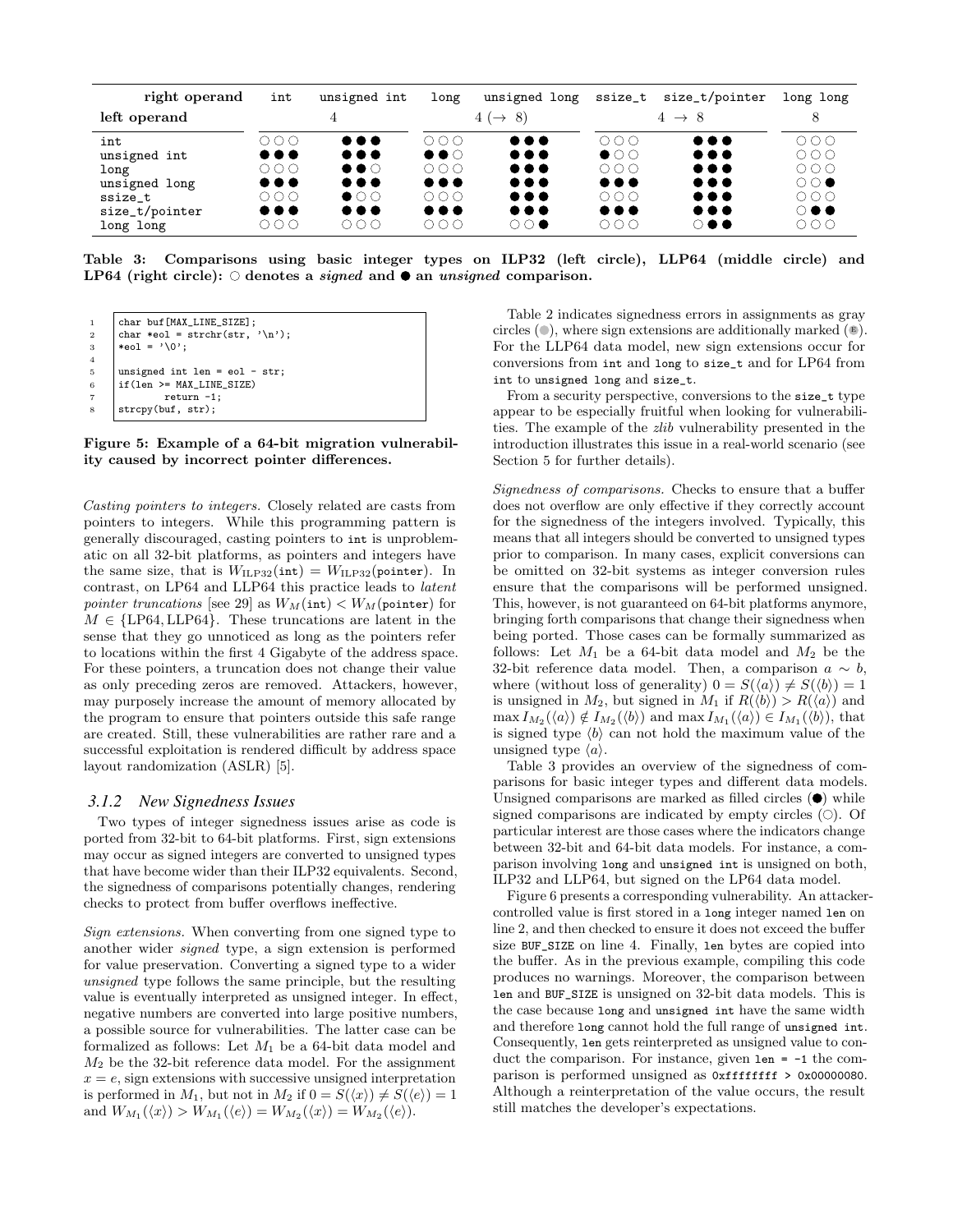| right operand / left operand | int | unsigned int | long | unsigned long | ssize_t | size_t/pointer | long long |
|---|---|---|---|---|---|---|---|
| | 4 | | 4 (→ 8) | | 4 → 8 | | 8 |
| int | ○○○ | ●●● | ○○○ | ●●● | ○○○ | ●●● | ○○○ |
| unsigned int | ●●● | ●●● | ●●○ | ●●● | ●○○ | ●●● | ○○○ |
| long | ○○○ | ●●○ | ○○○ | ●●● | ○○○ | ●●● | ○○○ |
| unsigned long | ●●● | ●●● | ●●● | ●●● | ●●● | ●●● | ○○● |
| ssize_t | ○○○ | ●○○ | ○○○ | ●●● | ○○○ | ●●● | ○○○ |
| size_t/pointer | ●●● | ●●● | ●●● | ●●● | ●●● | ●●● | ○●● |
| long long | ○○○ | ○○○ | ○○○ | ○○● | ○○○ | ○●● | ○○○ |

**Table 3: Comparisons using basic integer types on ILP32 (left circle), LLP64 (middle circle) and LP64 (right circle): ○ denotes a *signed* and ● an *unsigned* comparison.**

```
1  char buf[MAX_LINE_SIZE];
2  char *eol = strchr(str, '\n');
3  *eol = '\0';
4
5  unsigned int len = eol - str;
6  if(len >= MAX_LINE_SIZE)
7          return -1;
8  strcpy(buf, str);
```

**Figure 5: Example of a 64-bit migration vulnerability caused by incorrect pointer differences.**

*Casting pointers to integers.* Closely related are casts from pointers to integers. While this programming pattern is generally discouraged, casting pointers to `int` is unproblematic on all 32-bit platforms, as pointers and integers have the same size, that is $W_{\text{ILP32}}(\texttt{int}) = W_{\text{ILP32}}(\texttt{pointer})$. In contrast, on LP64 and LLP64 this practice leads to *latent pointer truncations* [see 29] as $W_M(\texttt{int}) < W_M(\texttt{pointer})$ for $M \in \{\text{LP64}, \text{LLP64}\}$. These truncations are latent in the sense that they go unnoticed as long as the pointers refer to locations within the first 4 Gigabyte of the address space. For these pointers, a truncation does not change their value as only preceding zeros are removed. Attackers, however, may purposely increase the amount of memory allocated by the program to ensure that pointers outside this safe range are created. Still, these vulnerabilities are rather rare and a successful exploitation is rendered difficult by address space layout randomization (ASLR) [5].

### 3.1.2 New Signedness Issues

Two types of integer signedness issues arise as code is ported from 32-bit to 64-bit platforms. First, sign extensions may occur as signed integers are converted to unsigned types that have become wider than their ILP32 equivalents. Second, the signedness of comparisons potentially changes, rendering checks to protect from buffer overflows ineffective.

*Sign extensions.* When converting from one signed type to another wider *signed* type, a sign extension is performed for value preservation. Converting a signed type to a wider *unsigned* type follows the same principle, but the resulting value is eventually interpreted as unsigned integer. In effect, negative numbers are converted into large positive numbers, a possible source for vulnerabilities. The latter case can be formalized as follows: Let $M_1$ be a 64-bit data model and $M_2$ be the 32-bit reference data model. For the assignment $x = e$, sign extensions with successive unsigned interpretation is performed in $M_1$, but not in $M_2$ if $0 = S(\langle x \rangle) \neq S(\langle e \rangle) = 1$ and $W_{M_1}(\langle x \rangle) > W_{M_1}(\langle e \rangle) = W_{M_2}(\langle x \rangle) = W_{M_2}(\langle e \rangle)$.

Table 2 indicates signedness errors in assignments as gray circles (●), where sign extensions are additionally marked (●). For the LLP64 data model, new sign extensions occur for conversions from `int` and `long` to `size_t` and for LP64 from `int` to `unsigned long` and `size_t`.

From a security perspective, conversions to the `size_t` type appear to be especially fruitful when looking for vulnerabilities. The example of the *zlib* vulnerability presented in the introduction illustrates this issue in a real-world scenario (see Section 5 for further details).

*Signedness of comparisons.* Checks to ensure that a buffer does not overflow are only effective if they correctly account for the signedness of the integers involved. Typically, this means that all integers should be converted to unsigned types prior to comparison. In many cases, explicit conversions can be omitted on 32-bit systems as integer conversion rules ensure that the comparisons will be performed unsigned. This, however, is not guaranteed on 64-bit platforms anymore, bringing forth comparisons that change their signedness when being ported. Those cases can be formally summarized as follows: Let $M_1$ be a 64-bit data model and $M_2$ be the 32-bit reference data model. Then, a comparison $a \sim b$, where (without loss of generality) $0 = S(\langle a \rangle) \neq S(\langle b \rangle) = 1$ is unsigned in $M_2$, but signed in $M_1$ if $R(\langle b \rangle) > R(\langle a \rangle)$ and $\max I_{M_2}(\langle a \rangle) \notin I_{M_2}(\langle b \rangle)$ and $\max I_{M_1}(\langle a \rangle) \in I_{M_1}(\langle b \rangle)$, that is signed type $\langle b \rangle$ can not hold the maximum value of the unsigned type $\langle a \rangle$.

Table 3 provides an overview of the signedness of comparisons for basic integer types and different data models. Unsigned comparisons are marked as filled circles (●) while signed comparisons are indicated by empty circles (○). Of particular interest are those cases where the indicators change between 32-bit and 64-bit data models. For instance, a comparison involving `long` and `unsigned int` is unsigned on both, ILP32 and LLP64, but signed on the LP64 data model.

Figure 6 presents a corresponding vulnerability. An attacker-controlled value is first stored in a `long` integer named `len` on line 2, and then checked to ensure it does not exceed the buffer size `BUF_SIZE` on line 4. Finally, `len` bytes are copied into the buffer. As in the previous example, compiling this code produces no warnings. Moreover, the comparison between `len` and `BUF_SIZE` is unsigned on 32-bit data models. This is the case because `long` and `unsigned int` have the same width and therefore `long` cannot hold the full range of `unsigned int`. Consequently, `len` gets reinterpreted as unsigned value to conduct the comparison. For instance, given `len = -1` the comparison is performed unsigned as `0xffffffff > 0x00000080`. Although a reinterpretation of the value occurs, the result still matches the developer's expectations.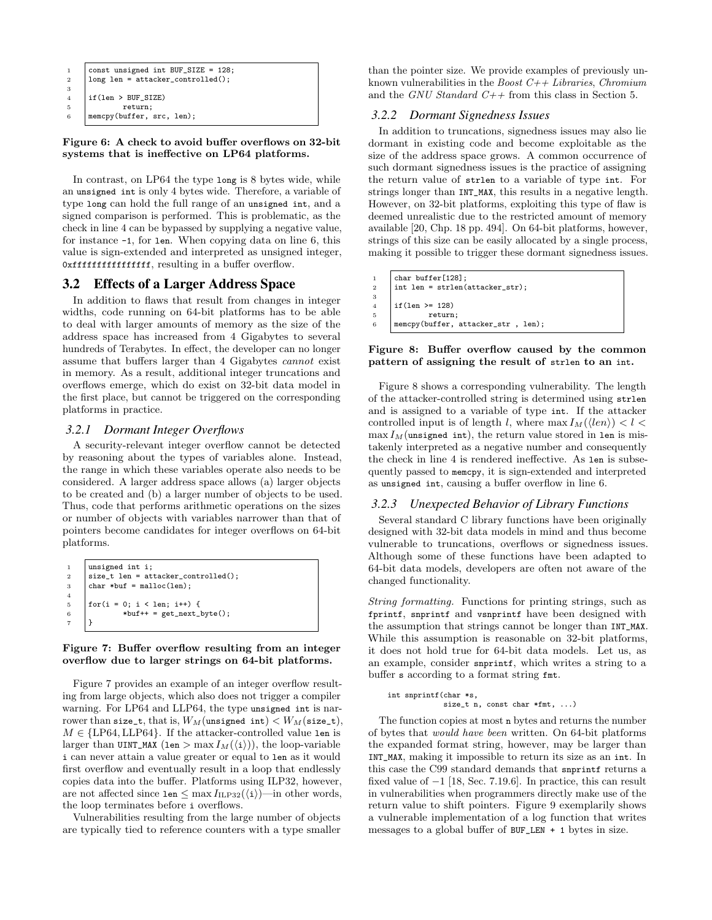```
const unsigned int BUF_SIZE = 128;
long len = attacker_controlled();

if(len > BUF_SIZE)
        return;
memcpy(buffer, src, len);
```

**Figure 6: A check to avoid buffer overflows on 32-bit systems that is ineffective on LP64 platforms.**

In contrast, on LP64 the type `long` is 8 bytes wide, while an `unsigned int` is only 4 bytes wide. Therefore, a variable of type `long` can hold the full range of an `unsigned int`, and a signed comparison is performed. This is problematic, as the check in line 4 can be bypassed by supplying a negative value, for instance `-1`, for `len`. When copying data on line 6, this value is sign-extended and interpreted as unsigned integer, `0xffffffffffffffff`, resulting in a buffer overflow.

## 3.2 Effects of a Larger Address Space

In addition to flaws that result from changes in integer widths, code running on 64-bit platforms has to be able to deal with larger amounts of memory as the size of the address space has increased from 4 Gigabytes to several hundreds of Terabytes. In effect, the developer can no longer assume that buffers larger than 4 Gigabytes *cannot* exist in memory. As a result, additional integer truncations and overflows emerge, which do exist on 32-bit data model in the first place, but cannot be triggered on the corresponding platforms in practice.

### 3.2.1 Dormant Integer Overflows

A security-relevant integer overflow cannot be detected by reasoning about the types of variables alone. Instead, the range in which these variables operate also needs to be considered. A larger address space allows (a) larger objects to be created and (b) a larger number of objects to be used. Thus, code that performs arithmetic operations on the sizes or number of objects with variables narrower than that of pointers become candidates for integer overflows on 64-bit platforms.

```
unsigned int i;
size_t len = attacker_controlled();
char *buf = malloc(len);

for(i = 0; i < len; i++) {
        *buf++ = get_next_byte();
}
```

**Figure 7: Buffer overflow resulting from an integer overflow due to larger strings on 64-bit platforms.**

Figure 7 provides an example of an integer overflow resulting from large objects, which also does not trigger a compiler warning. For LP64 and LLP64, the type `unsigned int` is narrower than `size_t`, that is, $W_M(\texttt{unsigned int}) < W_M(\texttt{size\_t})$, $M \in \{\text{LP64}, \text{LLP64}\}$. If the attacker-controlled value `len` is larger than `UINT_MAX` ($\texttt{len} > \max I_M(\langle \texttt{i} \rangle)$), the loop-variable `i` can never attain a value greater or equal to `len` as it would first overflow and eventually result in a loop that endlessly copies data into the buffer. Platforms using ILP32, however, are not affected since $\texttt{len} \leq \max I_{\text{ILP32}}(\langle \texttt{i} \rangle)$—in other words, the loop terminates before `i` overflows.

Vulnerabilities resulting from the large number of objects are typically tied to reference counters with a type smaller than the pointer size. We provide examples of previously unknown vulnerabilities in the *Boost C++ Libraries*, *Chromium* and the *GNU Standard C++* from this class in Section 5.

### 3.2.2 Dormant Signedness Issues

In addition to truncations, signedness issues may also lie dormant in existing code and become exploitable as the size of the address space grows. A common occurrence of such dormant signedness issues is the practice of assigning the return value of `strlen` to a variable of type `int`. For strings longer than `INT_MAX`, this results in a negative length. However, on 32-bit platforms, exploiting this type of flaw is deemed unrealistic due to the restricted amount of memory available [20, Chp. 18 pp. 494]. On 64-bit platforms, however, strings of this size can be easily allocated by a single process, making it possible to trigger these dormant signedness issues.

```
char buffer[128];
int len = strlen(attacker_str);

if(len >= 128)
        return;
memcpy(buffer, attacker_str , len);
```

**Figure 8: Buffer overflow caused by the common pattern of assigning the result of `strlen` to an `int`.**

Figure 8 shows a corresponding vulnerability. The length of the attacker-controlled string is determined using `strlen` and is assigned to a variable of type `int`. If the attacker controlled input is of length $l$, where $\max I_M(\langle len \rangle) < l < \max I_M(\texttt{unsigned int})$, the return value stored in `len` is mistakenly interpreted as a negative number and consequently the check in line 4 is rendered ineffective. As `len` is subsequently passed to `memcpy`, it is sign-extended and interpreted as `unsigned int`, causing a buffer overflow in line 6.

### 3.2.3 Unexpected Behavior of Library Functions

Several standard C library functions have been originally designed with 32-bit data models in mind and thus become vulnerable to truncations, overflows or signedness issues. Although some of these functions have been adapted to 64-bit data models, developers are often not aware of the changed functionality.

*String formatting.* Functions for printing strings, such as `fprintf`, `snprintf` and `vsnprintf` have been designed with the assumption that strings cannot be longer than `INT_MAX`. While this assumption is reasonable on 32-bit platforms, it does not hold true for 64-bit data models. Let us, as an example, consider `snprintf`, which writes a string to a buffer `s` according to a format string `fmt`.

```
int snprintf(char *s,
             size_t n, const char *fmt, ...)
```

The function copies at most `n` bytes and returns the number of bytes that *would have been* written. On 64-bit platforms the expanded format string, however, may be larger than `INT_MAX`, making it impossible to return its size as an `int`. In this case the C99 standard demands that `snprintf` returns a fixed value of $-1$ [18, Sec. 7.19.6]. In practice, this can result in vulnerabilities when programmers directly make use of the return value to shift pointers. Figure 9 exemplarily shows a vulnerable implementation of a log function that writes messages to a global buffer of `BUF_LEN + 1` bytes in size.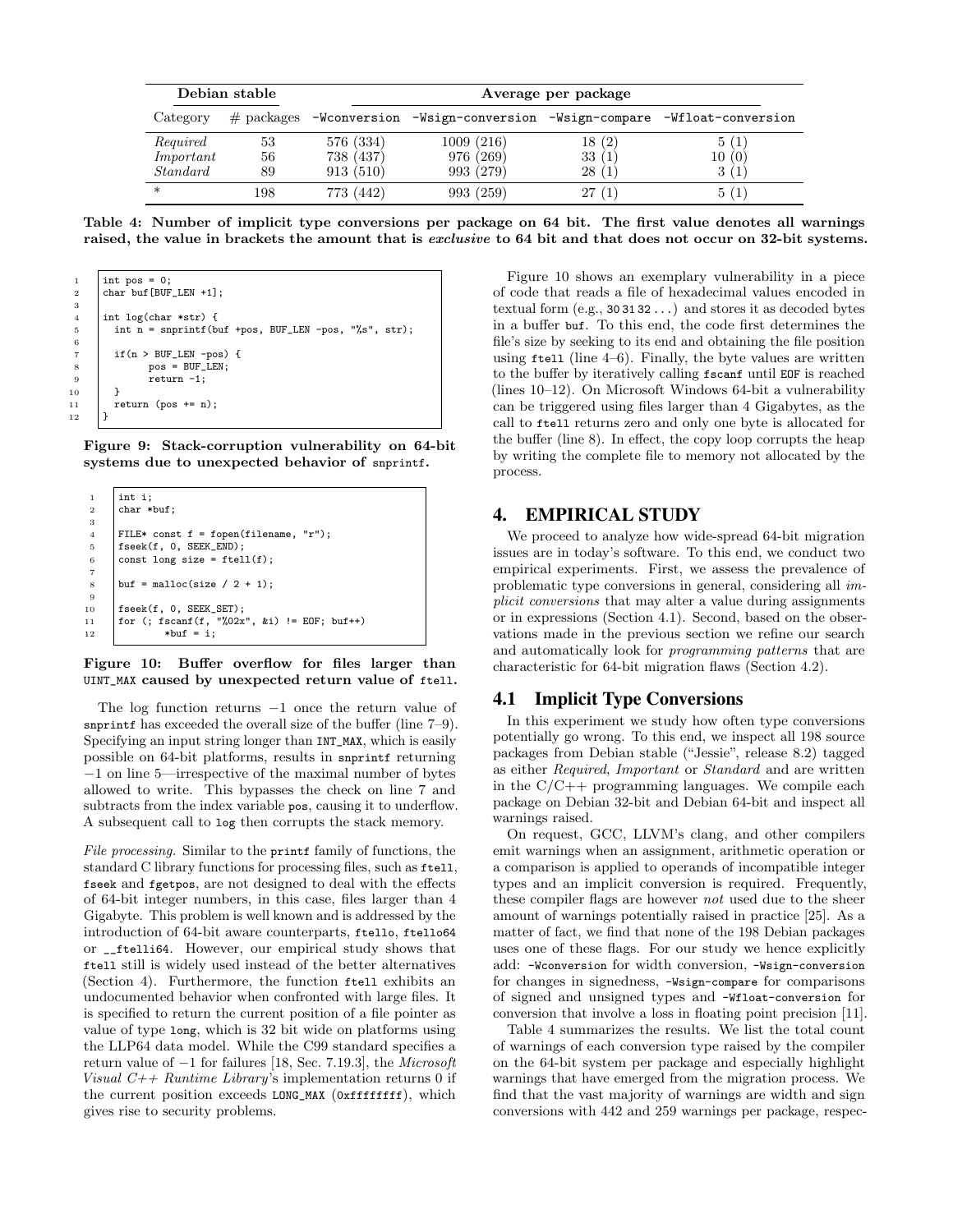| Debian stable | | Average per package | | | |
|---|---|---|---|---|---|
| Category | # packages | -Wconversion | -Wsign-conversion | -Wsign-compare | -Wfloat-conversion |
| *Required* | 53 | 576 (334) | 1009 (216) | 18 (2) | 5 (1) |
| *Important* | 56 | 738 (437) | 976 (269) | 33 (1) | 10 (0) |
| *Standard* | 89 | 913 (510) | 993 (279) | 28 (1) | 3 (1) |
| * | 198 | 773 (442) | 993 (259) | 27 (1) | 5 (1) |

**Table 4: Number of implicit type conversions per package on 64 bit. The first value denotes all warnings raised, the value in brackets the amount that is *exclusive* to 64 bit and that does not occur on 32-bit systems.**

```
1  int pos = 0;
2  char buf[BUF_LEN +1];
3
4  int log(char *str) {
5    int n = snprintf(buf +pos, BUF_LEN -pos, "%s", str);
6
7    if(n > BUF_LEN -pos) {
8          pos = BUF_LEN;
9          return -1;
10   }
11   return (pos += n);
12 }
```

**Figure 9: Stack-corruption vulnerability on 64-bit systems due to unexpected behavior of snprintf.**

```
1  int i;
2  char *buf;
3
4  FILE* const f = fopen(filename, "r");
5  fseek(f, 0, SEEK_END);
6  const long size = ftell(f);
7
8  buf = malloc(size / 2 + 1);
9
10 fseek(f, 0, SEEK_SET);
11 for (; fscanf(f, "%02x", &i) != EOF; buf++)
12         *buf = i;
```

**Figure 10: Buffer overflow for files larger than UINT_MAX caused by unexpected return value of ftell.**

The log function returns −1 once the return value of snprintf has exceeded the overall size of the buffer (line 7–9). Specifying an input string longer than INT_MAX, which is easily possible on 64-bit platforms, results in snprintf returning −1 on line 5—irrespective of the maximal number of bytes allowed to write. This bypasses the check on line 7 and subtracts from the index variable pos, causing it to underflow. A subsequent call to log then corrupts the stack memory.

*File processing.* Similar to the printf family of functions, the standard C library functions for processing files, such as ftell, fseek and fgetpos, are not designed to deal with the effects of 64-bit integer numbers, in this case, files larger than 4 Gigabyte. This problem is well known and is addressed by the introduction of 64-bit aware counterparts, ftello, ftello64 or __ftelli64. However, our empirical study shows that ftell still is widely used instead of the better alternatives (Section 4). Furthermore, the function ftell exhibits an undocumented behavior when confronted with large files. It is specified to return the current position of a file pointer as value of type long, which is 32 bit wide on platforms using the LLP64 data model. While the C99 standard specifies a return value of −1 for failures [18, Sec. 7.19.3], the *Microsoft Visual C++ Runtime Library*'s implementation returns 0 if the current position exceeds LONG_MAX (0xffffffff), which gives rise to security problems.

Figure 10 shows an exemplary vulnerability in a piece of code that reads a file of hexadecimal values encoded in textual form (e.g., 30 31 32 ...) and stores it as decoded bytes in a buffer buf. To this end, the code first determines the file's size by seeking to its end and obtaining the file position using ftell (line 4–6). Finally, the byte values are written to the buffer by iteratively calling fscanf until EOF is reached (lines 10–12). On Microsoft Windows 64-bit a vulnerability can be triggered using files larger than 4 Gigabytes, as the call to ftell returns zero and only one byte is allocated for the buffer (line 8). In effect, the copy loop corrupts the heap by writing the complete file to memory not allocated by the process.

## 4. EMPIRICAL STUDY

We proceed to analyze how wide-spread 64-bit migration issues are in today's software. To this end, we conduct two empirical experiments. First, we assess the prevalence of problematic type conversions in general, considering all *implicit conversions* that may alter a value during assignments or in expressions (Section 4.1). Second, based on the observations made in the previous section we refine our search and automatically look for *programming patterns* that are characteristic for 64-bit migration flaws (Section 4.2).

### 4.1 Implicit Type Conversions

In this experiment we study how often type conversions potentially go wrong. To this end, we inspect all 198 source packages from Debian stable ("Jessie", release 8.2) tagged as either *Required*, *Important* or *Standard* and are written in the C/C++ programming languages. We compile each package on Debian 32-bit and Debian 64-bit and inspect all warnings raised.

On request, GCC, LLVM's clang, and other compilers emit warnings when an assignment, arithmetic operation or a comparison is applied to operands of incompatible integer types and an implicit conversion is required. Frequently, these compiler flags are however *not* used due to the sheer amount of warnings potentially raised in practice [25]. As a matter of fact, we find that none of the 198 Debian packages uses one of these flags. For our study we hence explicitly add: -Wconversion for width conversion, -Wsign-conversion for changes in signedness, -Wsign-compare for comparisons of signed and unsigned types and -Wfloat-conversion for conversion that involve a loss in floating point precision [11].

Table 4 summarizes the results. We list the total count of warnings of each conversion type raised by the compiler on the 64-bit system per package and especially highlight warnings that have emerged from the migration process. We find that the vast majority of warnings are width and sign conversions with 442 and 259 warnings per package, respec-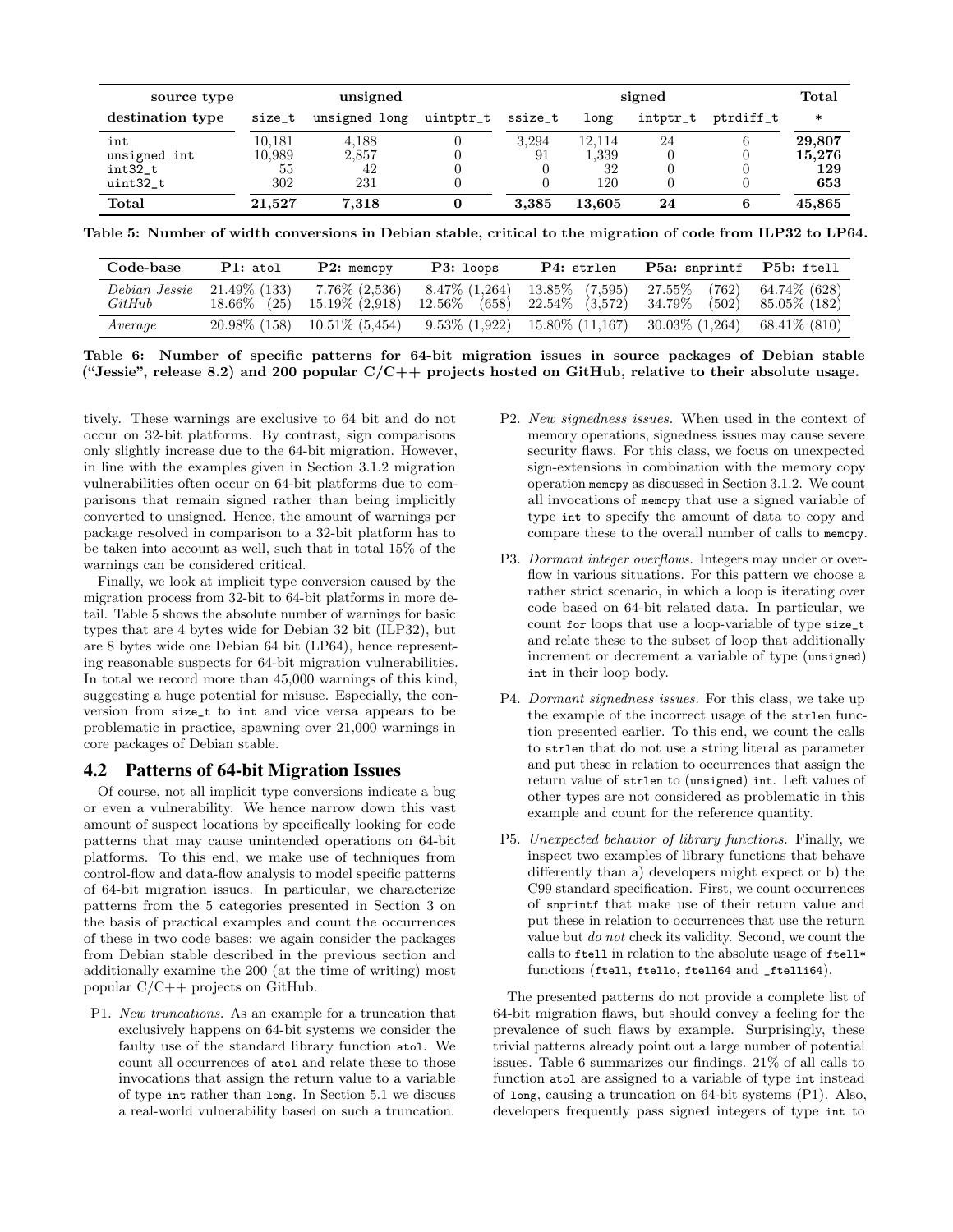| source type | unsigned | | | signed | | | | Total |
|---|---|---|---|---|---|---|---|---|
| destination type | size_t | unsigned long | uintptr_t | ssize_t | long | intptr_t | ptrdiff_t | * |
| int | 10,181 | 4,188 | 0 | 3,294 | 12,114 | 24 | 6 | **29,807** |
| unsigned int | 10,989 | 2,857 | 0 | 91 | 1,339 | 0 | 0 | **15,276** |
| int32_t | 55 | 42 | 0 | 0 | 32 | 0 | 0 | **129** |
| uint32_t | 302 | 231 | 0 | 0 | 120 | 0 | 0 | **653** |
| **Total** | **21,527** | **7,318** | **0** | **3,385** | **13,605** | **24** | **6** | **45,865** |

**Table 5: Number of width conversions in Debian stable, critical to the migration of code from ILP32 to LP64.**

| Code-base | P1: atol | P2: memcpy | P3: loops | P4: strlen | P5a: snprintf | P5b: ftell |
|---|---|---|---|---|---|---|
| *Debian Jessie* | 21.49% (133) | 7.76% (2,536) | 8.47% (1,264) | 13.85% (7,595) | 27.55% (762) | 64.74% (628) |
| *GitHub* | 18.66% (25) | 15.19% (2,918) | 12.56% (658) | 22.54% (3,572) | 34.79% (502) | 85.05% (182) |
| *Average* | 20.98% (158) | 10.51% (5,454) | 9.53% (1,922) | 15.80% (11,167) | 30.03% (1,264) | 68.41% (810) |

**Table 6: Number of specific patterns for 64-bit migration issues in source packages of Debian stable ("Jessie", release 8.2) and 200 popular C/C++ projects hosted on GitHub, relative to their absolute usage.**

tively. These warnings are exclusive to 64 bit and do not occur on 32-bit platforms. By contrast, sign comparisons only slightly increase due to the 64-bit migration. However, in line with the examples given in Section 3.1.2 migration vulnerabilities often occur on 64-bit platforms due to comparisons that remain signed rather than being implicitly converted to unsigned. Hence, the amount of warnings per package resolved in comparison to a 32-bit platform has to be taken into account as well, such that in total 15% of the warnings can be considered critical.

Finally, we look at implicit type conversion caused by the migration process from 32-bit to 64-bit platforms in more detail. Table 5 shows the absolute number of warnings for basic types that are 4 bytes wide for Debian 32 bit (ILP32), but are 8 bytes wide one Debian 64 bit (LP64), hence representing reasonable suspects for 64-bit migration vulnerabilities. In total we record more than 45,000 warnings of this kind, suggesting a huge potential for misuse. Especially, the conversion from `size_t` to `int` and vice versa appears to be problematic in practice, spawning over 21,000 warnings in core packages of Debian stable.

## 4.2 Patterns of 64-bit Migration Issues

Of course, not all implicit type conversions indicate a bug or even a vulnerability. We hence narrow down this vast amount of suspect locations by specifically looking for code patterns that may cause unintended operations on 64-bit platforms. To this end, we make use of techniques from control-flow and data-flow analysis to model specific patterns of 64-bit migration issues. In particular, we characterize patterns from the 5 categories presented in Section 3 on the basis of practical examples and count the occurrences of these in two code bases: we again consider the packages from Debian stable described in the previous section and additionally examine the 200 (at the time of writing) most popular C/C++ projects on GitHub.

- P1. *New truncations.* As an example for a truncation that exclusively happens on 64-bit systems we consider the faulty use of the standard library function `atol`. We count all occurrences of `atol` and relate these to those invocations that assign the return value to a variable of type `int` rather than `long`. In Section 5.1 we discuss a real-world vulnerability based on such a truncation.
- P2. *New signedness issues.* When used in the context of memory operations, signedness issues may cause severe security flaws. For this class, we focus on unexpected sign-extensions in combination with the memory copy operation `memcpy` as discussed in Section 3.1.2. We count all invocations of `memcpy` that use a signed variable of type `int` to specify the amount of data to copy and compare these to the overall number of calls to `memcpy`.
- P3. *Dormant integer overflows.* Integers may under or overflow in various situations. For this pattern we choose a rather strict scenario, in which a loop is iterating over code based on 64-bit related data. In particular, we count `for` loops that use a loop-variable of type `size_t` and relate these to the subset of loop that additionally increment or decrement a variable of type (`unsigned`) `int` in their loop body.
- P4. *Dormant signedness issues.* For this class, we take up the example of the incorrect usage of the `strlen` function presented earlier. To this end, we count the calls to `strlen` that do not use a string literal as parameter and put these in relation to occurrences that assign the return value of `strlen` to (`unsigned`) `int`. Left values of other types are not considered as problematic in this example and count for the reference quantity.
- P5. *Unexpected behavior of library functions.* Finally, we inspect two examples of library functions that behave differently than a) developers might expect or b) the C99 standard specification. First, we count occurrences of `snprintf` that make use of their return value and put these in relation to occurrences that use the return value but *do not* check its validity. Second, we count the calls to `ftell` in relation to the absolute usage of `ftell*` functions (`ftell`, `ftello`, `ftell64` and `_ftelli64`).

The presented patterns do not provide a complete list of 64-bit migration flaws, but should convey a feeling for the prevalence of such flaws by example. Surprisingly, these trivial patterns already point out a large number of potential issues. Table 6 summarizes our findings. 21% of all calls to function `atol` are assigned to a variable of type `int` instead of `long`, causing a truncation on 64-bit systems (P1). Also, developers frequently pass signed integers of type `int` to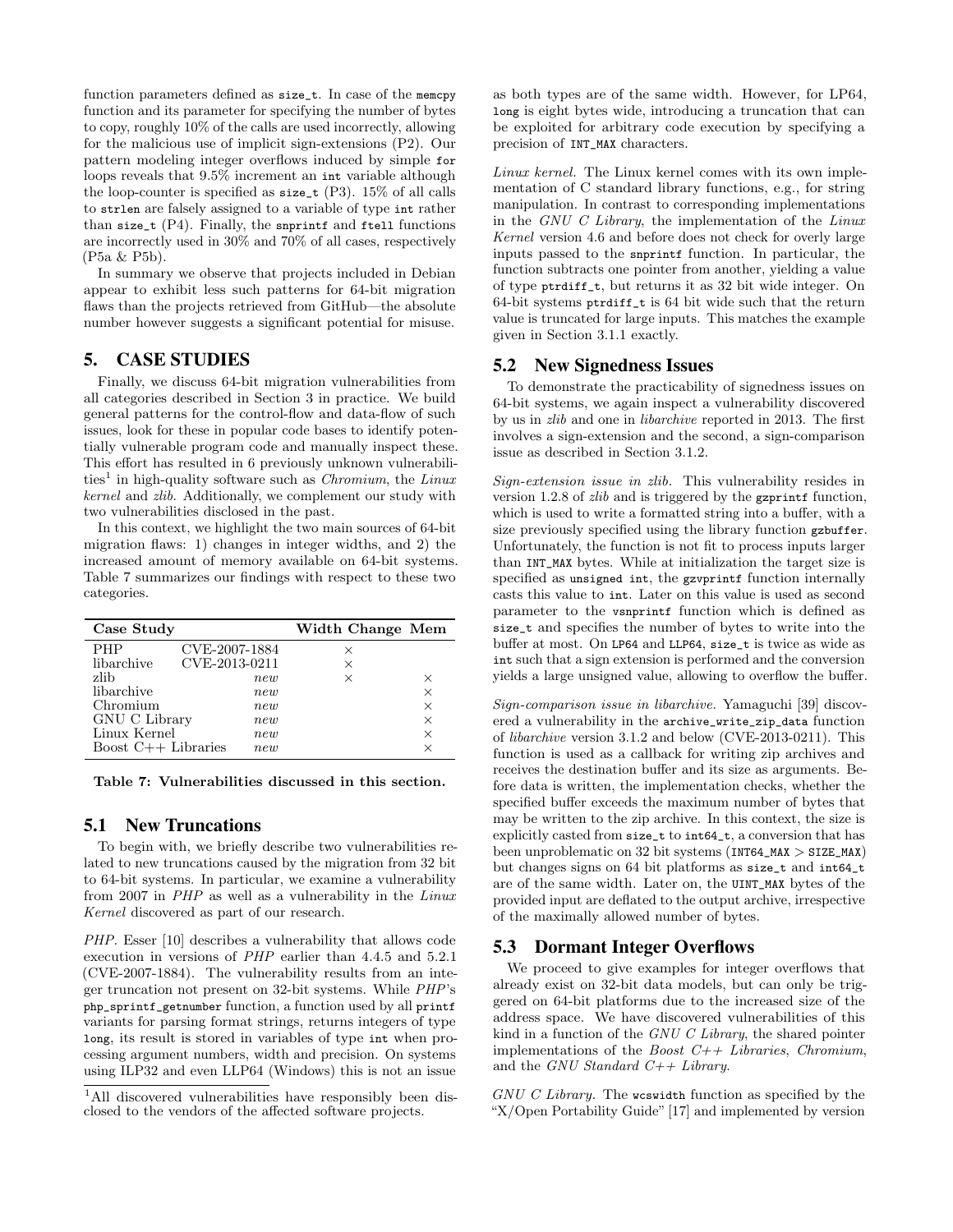function parameters defined as size_t. In case of the memcpy function and its parameter for specifying the number of bytes to copy, roughly 10% of the calls are used incorrectly, allowing for the malicious use of implicit sign-extensions (P2). Our pattern modeling integer overflows induced by simple for loops reveals that 9.5% increment an int variable although the loop-counter is specified as size_t (P3). 15% of all calls to strlen are falsely assigned to a variable of type int rather than size_t (P4). Finally, the snprintf and ftell functions are incorrectly used in 30% and 70% of all cases, respectively (P5a & P5b).

In summary we observe that projects included in Debian appear to exhibit less such patterns for 64-bit migration flaws than the projects retrieved from GitHub—the absolute number however suggests a significant potential for misuse.

# 5. CASE STUDIES

Finally, we discuss 64-bit migration vulnerabilities from all categories described in Section 3 in practice. We build general patterns for the control-flow and data-flow of such issues, look for these in popular code bases to identify potentially vulnerable program code and manually inspect these. This effort has resulted in 6 previously unknown vulnerabilities[1] in high-quality software such as *Chromium*, the *Linux kernel* and *zlib*. Additionally, we complement our study with two vulnerabilities disclosed in the past.

In this context, we highlight the two main sources of 64-bit migration flaws: 1) changes in integer widths, and 2) the increased amount of memory available on 64-bit systems. Table 7 summarizes our findings with respect to these two categories.

| Case Study | | Width Change | Mem |
|---|---|---|---|
| PHP | CVE-2007-1884 | × | |
| libarchive | CVE-2013-0211 | × | |
| zlib | *new* | × | × |
| libarchive | *new* | | × |
| Chromium | *new* | | × |
| GNU C Library | *new* | | × |
| Linux Kernel | *new* | | × |
| Boost C++ Libraries | *new* | | × |

**Table 7: Vulnerabilities discussed in this section.**

## 5.1 New Truncations

To begin with, we briefly describe two vulnerabilities related to new truncations caused by the migration from 32 bit to 64-bit systems. In particular, we examine a vulnerability from 2007 in *PHP* as well as a vulnerability in the *Linux Kernel* discovered as part of our research.

*PHP.* Esser [10] describes a vulnerability that allows code execution in versions of *PHP* earlier than 4.4.5 and 5.2.1 (CVE-2007-1884). The vulnerability results from an integer truncation not present on 32-bit systems. While *PHP*'s php_sprintf_getnumber function, a function used by all printf variants for parsing format strings, returns integers of type long, its result is stored in variables of type int when processing argument numbers, width and precision. On systems using ILP32 and even LLP64 (Windows) this is not an issue as both types are of the same width. However, for LP64, long is eight bytes wide, introducing a truncation that can be exploited for arbitrary code execution by specifying a precision of INT_MAX characters.

*Linux kernel.* The Linux kernel comes with its own implementation of C standard library functions, e.g., for string manipulation. In contrast to corresponding implementations in the *GNU C Library*, the implementation of the *Linux Kernel* version 4.6 and before does not check for overly large inputs passed to the snprintf function. In particular, the function subtracts one pointer from another, yielding a value of type ptrdiff_t, but returns it as 32 bit wide integer. On 64-bit systems ptrdiff_t is 64 bit wide such that the return value is truncated for large inputs. This matches the example given in Section 3.1.1 exactly.

## 5.2 New Signedness Issues

To demonstrate the practicability of signedness issues on 64-bit systems, we again inspect a vulnerability discovered by us in *zlib* and one in *libarchive* reported in 2013. The first involves a sign-extension and the second, a sign-comparison issue as described in Section 3.1.2.

*Sign-extension issue in zlib.* This vulnerability resides in version 1.2.8 of *zlib* and is triggered by the gzprintf function, which is used to write a formatted string into a buffer, with a size previously specified using the library function gzbuffer. Unfortunately, the function is not fit to process inputs larger than INT_MAX bytes. While at initialization the target size is specified as unsigned int, the gzvprintf function internally casts this value to int. Later on this value is used as second parameter to the vsnprintf function which is defined as size_t and specifies the number of bytes to write into the buffer at most. On LP64 and LLP64, size_t is twice as wide as int such that a sign extension is performed and the conversion yields a large unsigned value, allowing to overflow the buffer.

*Sign-comparison issue in libarchive.* Yamaguchi [39] discovered a vulnerability in the archive_write_zip_data function of *libarchive* version 3.1.2 and below (CVE-2013-0211). This function is used as a callback for writing zip archives and receives the destination buffer and its size as arguments. Before data is written, the implementation checks, whether the specified buffer exceeds the maximum number of bytes that may be written to the zip archive. In this context, the size is explicitly casted from size_t to int64_t, a conversion that has been unproblematic on 32 bit systems (INT64_MAX > SIZE_MAX) but changes signs on 64 bit platforms as size_t and int64_t are of the same width. Later on, the UINT_MAX bytes of the provided input are deflated to the output archive, irrespective of the maximally allowed number of bytes.

## 5.3 Dormant Integer Overflows

We proceed to give examples for integer overflows that already exist on 32-bit data models, but can only be triggered on 64-bit platforms due to the increased size of the address space. We have discovered vulnerabilities of this kind in a function of the *GNU C Library*, the shared pointer implementations of the *Boost C++ Libraries*, *Chromium*, and the *GNU Standard C++ Library*.

*GNU C Library.* The wcswidth function as specified by the "X/Open Portability Guide" [17] and implemented by version

[1] All discovered vulnerabilities have responsibly been disclosed to the vendors of the affected software projects.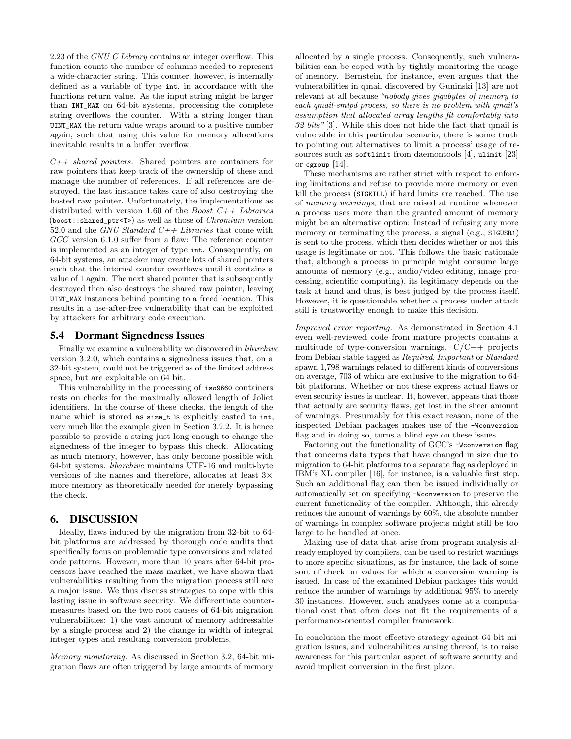2.23 of the *GNU C Library* contains an integer overflow. This function counts the number of columns needed to represent a wide-character string. This counter, however, is internally defined as a variable of type `int`, in accordance with the functions return value. As the input string might be larger than `INT_MAX` on 64-bit systems, processing the complete string overflows the counter. With a string longer than `UINT_MAX` the return value wraps around to a positive number again, such that using this value for memory allocations inevitable results in a buffer overflow.

*C++ shared pointers.* Shared pointers are containers for raw pointers that keep track of the ownership of these and manage the number of references. If all references are destroyed, the last instance takes care of also destroying the hosted raw pointer. Unfortunately, the implementations as distributed with version 1.60 of the *Boost C++ Libraries* (`boost::shared_ptr<T>`) as well as those of *Chromium* version 52.0 and the *GNU Standard C++ Libraries* that come with *GCC* version 6.1.0 suffer from a flaw: The reference counter is implemented as an integer of type `int`. Consequently, on 64-bit systems, an attacker may create lots of shared pointers such that the internal counter overflows until it contains a value of 1 again. The next shared pointer that is subsequently destroyed then also destroys the shared raw pointer, leaving `UINT_MAX` instances behind pointing to a freed location. This results in a use-after-free vulnerability that can be exploited by attackers for arbitrary code execution.

### 5.4 Dormant Signedness Issues

Finally we examine a vulnerability we discovered in *libarchive* version 3.2.0, which contains a signedness issues that, on a 32-bit system, could not be triggered as of the limited address space, but are exploitable on 64 bit.

This vulnerability in the processing of `iso9660` containers rests on checks for the maximally allowed length of Joliet identifiers. In the course of these checks, the length of the name which is stored as `size_t` is explicitly casted to `int`, very much like the example given in Section 3.2.2. It is hence possible to provide a string just long enough to change the signedness of the integer to bypass this check. Allocating as much memory, however, has only become possible with 64-bit systems. *libarchive* maintains UTF-16 and multi-byte versions of the names and therefore, allocates at least 3× more memory as theoretically needed for merely bypassing the check.

## 6. DISCUSSION

Ideally, flaws induced by the migration from 32-bit to 64-bit platforms are addressed by thorough code audits that specifically focus on problematic type conversions and related code patterns. However, more than 10 years after 64-bit processors have reached the mass market, we have shown that vulnerabilities resulting from the migration process still are a major issue. We thus discuss strategies to cope with this lasting issue in software security. We differentiate countermeasures based on the two root causes of 64-bit migration vulnerabilities: 1) the vast amount of memory addressable by a single process and 2) the change in width of integral integer types and resulting conversion problems.

*Memory monitoring.* As discussed in Section 3.2, 64-bit migration flaws are often triggered by large amounts of memory allocated by a single process. Consequently, such vulnerabilities can be coped with by tightly monitoring the usage of memory. Bernstein, for instance, even argues that the vulnerabilities in qmail discovered by Guninski [13] are not relevant at all because *"nobody gives gigabytes of memory to each qmail-smtpd process, so there is no problem with qmail's assumption that allocated array lengths fit comfortably into 32 bits"* [3]. While this does not hide the fact that qmail is vulnerable in this particular scenario, there is some truth to pointing out alternatives to limit a process' usage of resources such as `softlimit` from daemontools [4], `ulimit` [23] or `cgroup` [14].

These mechanisms are rather strict with respect to enforcing limitations and refuse to provide more memory or even kill the process (`SIGKILL`) if hard limits are reached. The use of *memory warnings*, that are raised at runtime whenever a process uses more than the granted amount of memory might be an alternative option: Instead of refusing any more memory or terminating the process, a signal (e.g., `SIGUSR1`) is sent to the process, which then decides whether or not this usage is legitimate or not. This follows the basic rationale that, although a process in principle might consume large amounts of memory (e.g., audio/video editing, image processing, scientific computing), its legitimacy depends on the task at hand and thus, is best judged by the process itself. However, it is questionable whether a process under attack still is trustworthy enough to make this decision.

*Improved error reporting.* As demonstrated in Section 4.1 even well-reviewed code from mature projects contains a multitude of type-conversion warnings. C/C++ projects from Debian stable tagged as *Required*, *Important* or *Standard* spawn 1,798 warnings related to different kinds of conversions on average, 703 of which are exclusive to the migration to 64-bit platforms. Whether or not these express actual flaws or even security issues is unclear. It, however, appears that those that actually are security flaws, get lost in the sheer amount of warnings. Presumably for this exact reason, none of the inspected Debian packages makes use of the `-Wconversion` flag and in doing so, turns a blind eye on these issues.

Factoring out the functionality of GCC's `-Wconversion` flag that concerns data types that have changed in size due to migration to 64-bit platforms to a separate flag as deployed in IBM's XL compiler [16], for instance, is a valuable first step. Such an additional flag can then be issued individually or automatically set on specifying `-Wconversion` to preserve the current functionality of the compiler. Although, this already reduces the amount of warnings by 60%, the absolute number of warnings in complex software projects might still be too large to be handled at once.

Making use of data that arise from program analysis already employed by compilers, can be used to restrict warnings to more specific situations, as for instance, the lack of some sort of check on values for which a conversion warning is issued. In case of the examined Debian packages this would reduce the number of warnings by additional 95% to merely 30 instances. However, such analyses come at a computational cost that often does not fit the requirements of a performance-oriented compiler framework.

In conclusion the most effective strategy against 64-bit migration issues, and vulnerabilities arising thereof, is to raise awareness for this particular aspect of software security and avoid implicit conversion in the first place.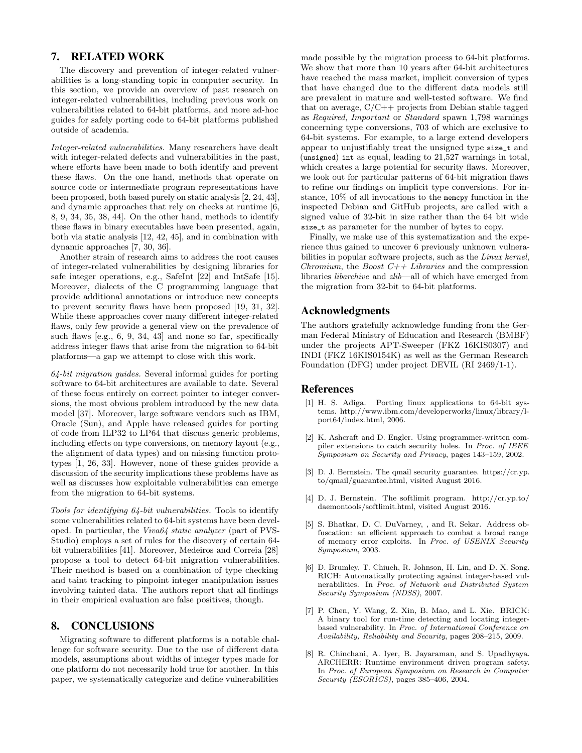## 7. RELATED WORK

The discovery and prevention of integer-related vulnerabilities is a long-standing topic in computer security. In this section, we provide an overview of past research on integer-related vulnerabilities, including previous work on vulnerabilities related to 64-bit platforms, and more ad-hoc guides for safely porting code to 64-bit platforms published outside of academia.

*Integer-related vulnerabilities.* Many researchers have dealt with integer-related defects and vulnerabilities in the past, where efforts have been made to both identify and prevent these flaws. On the one hand, methods that operate on source code or intermediate program representations have been proposed, both based purely on static analysis [2, 24, 43], and dynamic approaches that rely on checks at runtime [6, 8, 9, 34, 35, 38, 44]. On the other hand, methods to identify these flaws in binary executables have been presented, again, both via static analysis [12, 42, 45], and in combination with dynamic approaches [7, 30, 36].

Another strain of research aims to address the root causes of integer-related vulnerabilities by designing libraries for safe integer operations, e.g., SafeInt [22] and IntSafe [15]. Moreover, dialects of the C programming language that provide additional annotations or introduce new concepts to prevent security flaws have been proposed [19, 31, 32]. While these approaches cover many different integer-related flaws, only few provide a general view on the prevalence of such flaws [e.g., 6, 9, 34, 43] and none so far, specifically address integer flaws that arise from the migration to 64-bit platforms—a gap we attempt to close with this work.

*64-bit migration guides.* Several informal guides for porting software to 64-bit architectures are available to date. Several of these focus entirely on correct pointer to integer conversions, the most obvious problem introduced by the new data model [37]. Moreover, large software vendors such as IBM, Oracle (Sun), and Apple have released guides for porting of code from ILP32 to LP64 that discuss generic problems, including effects on type conversions, on memory layout (e.g., the alignment of data types) and on missing function prototypes [1, 26, 33]. However, none of these guides provide a discussion of the security implications these problems have as well as discusses how exploitable vulnerabilities can emerge from the migration to 64-bit systems.

*Tools for identifying 64-bit vulnerabilities.* Tools to identify some vulnerabilities related to 64-bit systems have been developed. In particular, the *Viva64 static analyzer* (part of PVS-Studio) employs a set of rules for the discovery of certain 64-bit vulnerabilities [41]. Moreover, Medeiros and Correia [28] propose a tool to detect 64-bit migration vulnerabilities. Their method is based on a combination of type checking and taint tracking to pinpoint integer manipulation issues involving tainted data. The authors report that all findings in their empirical evaluation are false positives, though.

## 8. CONCLUSIONS

Migrating software to different platforms is a notable challenge for software security. Due to the use of different data models, assumptions about widths of integer types made for one platform do not necessarily hold true for another. In this paper, we systematically categorize and define vulnerabilities made possible by the migration process to 64-bit platforms. We show that more than 10 years after 64-bit architectures have reached the mass market, implicit conversion of types that have changed due to the different data models still are prevalent in mature and well-tested software. We find that on average, C/C++ projects from Debian stable tagged as *Required*, *Important* or *Standard* spawn 1,798 warnings concerning type conversions, 703 of which are exclusive to 64-bit systems. For example, to a large extend developers appear to unjustifiably treat the unsigned type `size_t` and (`unsigned`) `int` as equal, leading to 21,527 warnings in total, which creates a large potential for security flaws. Moreover, we look out for particular patterns of 64-bit migration flaws to refine our findings on implicit type conversions. For instance, 10% of all invocations to the `memcpy` function in the inspected Debian and GitHub projects, are called with a signed value of 32-bit in size rather than the 64 bit wide `size_t` as parameter for the number of bytes to copy.

Finally, we make use of this systematization and the experience thus gained to uncover 6 previously unknown vulnerabilities in popular software projects, such as the *Linux kernel*, *Chromium*, the *Boost C++ Libraries* and the compression libraries *libarchive* and *zlib*—all of which have emerged from the migration from 32-bit to 64-bit platforms.

## Acknowledgments

The authors gratefully acknowledge funding from the German Federal Ministry of Education and Research (BMBF) under the projects APT-Sweeper (FKZ 16KIS0307) and INDI (FKZ 16KIS0154K) as well as the German Research Foundation (DFG) under project DEVIL (RI 2469/1-1).

## References

[1] H. S. Adiga. Porting linux applications to 64-bit systems. http://www.ibm.com/developerworks/linux/library/l-port64/index.html, 2006.

[2] K. Ashcraft and D. Engler. Using programmer-written compiler extensions to catch security holes. In *Proc. of IEEE Symposium on Security and Privacy*, pages 143–159, 2002.

[3] D. J. Bernstein. The qmail security guarantee. https://cr.yp.to/qmail/guarantee.html, visited August 2016.

[4] D. J. Bernstein. The softlimit program. http://cr.yp.to/daemontools/softlimit.html, visited August 2016.

[5] S. Bhatkar, D. C. DuVarney, , and R. Sekar. Address obfuscation: an efficient approach to combat a broad range of memory error exploits. In *Proc. of USENIX Security Symposium*, 2003.

[6] D. Brumley, T. Chiueh, R. Johnson, H. Lin, and D. X. Song. RICH: Automatically protecting against integer-based vulnerabilities. In *Proc. of Network and Distributed System Security Symposium (NDSS)*, 2007.

[7] P. Chen, Y. Wang, Z. Xin, B. Mao, and L. Xie. BRICK: A binary tool for run-time detecting and locating integer-based vulnerability. In *Proc. of International Conference on Availability, Reliability and Security*, pages 208–215, 2009.

[8] R. Chinchani, A. Iyer, B. Jayaraman, and S. Upadhyaya. ARCHERR: Runtime environment driven program safety. In *Proc. of European Symposium on Research in Computer Security (ESORICS)*, pages 385–406, 2004.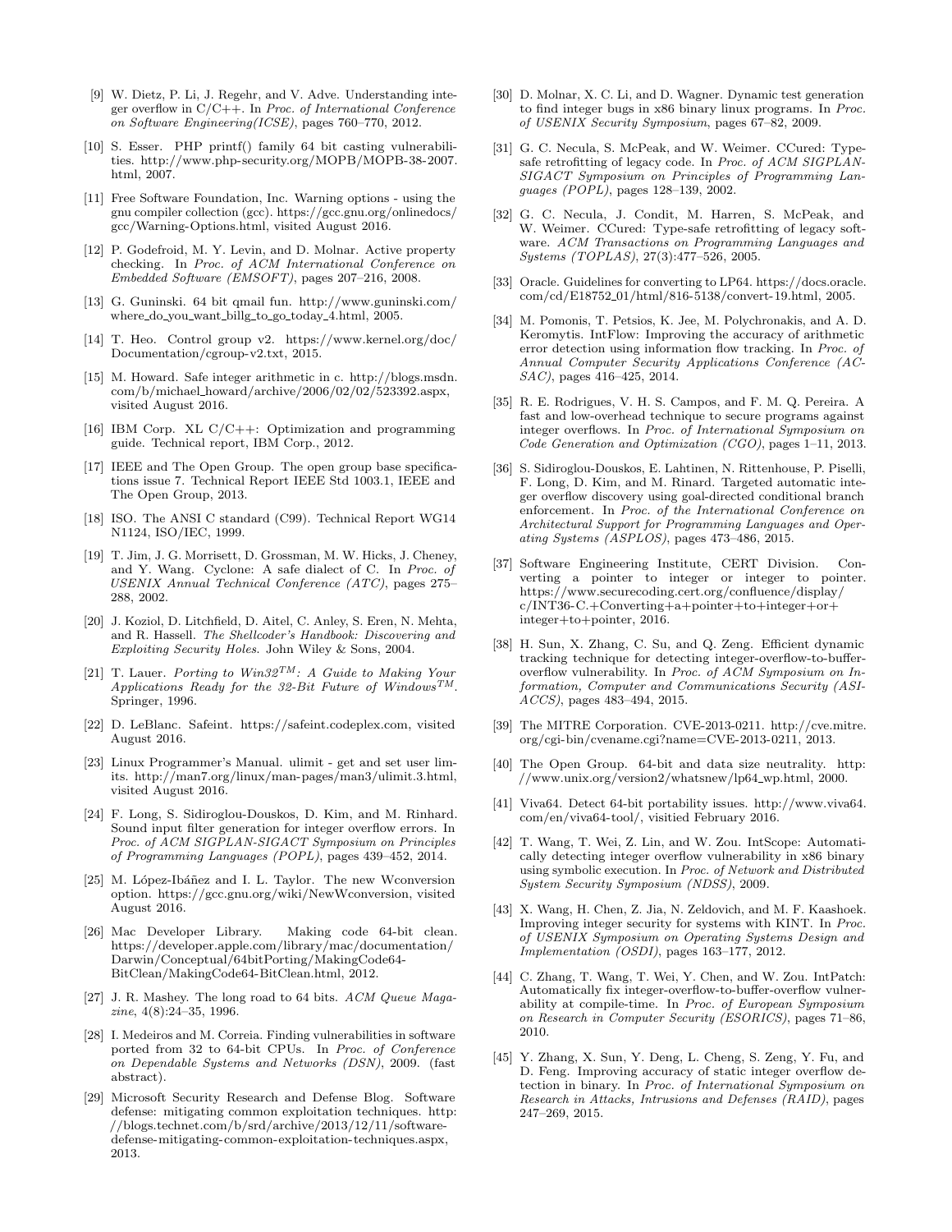[9] W. Dietz, P. Li, J. Regehr, and V. Adve. Understanding integer overflow in C/C++. In *Proc. of International Conference on Software Engineering(ICSE)*, pages 760–770, 2012.

[10] S. Esser. PHP printf() family 64 bit casting vulnerabilities. http://www.php-security.org/MOPB/MOPB-38-2007.html, 2007.

[11] Free Software Foundation, Inc. Warning options - using the gnu compiler collection (gcc). https://gcc.gnu.org/onlinedocs/gcc/Warning-Options.html, visited August 2016.

[12] P. Godefroid, M. Y. Levin, and D. Molnar. Active property checking. In *Proc. of ACM International Conference on Embedded Software (EMSOFT)*, pages 207–216, 2008.

[13] G. Guninski. 64 bit qmail fun. http://www.guninski.com/where_do_you_want_billg_to_go_today_4.html, 2005.

[14] T. Heo. Control group v2. https://www.kernel.org/doc/Documentation/cgroup-v2.txt, 2015.

[15] M. Howard. Safe integer arithmetic in c. http://blogs.msdn.com/b/michael_howard/archive/2006/02/02/523392.aspx, visited August 2016.

[16] IBM Corp. XL C/C++: Optimization and programming guide. Technical report, IBM Corp., 2012.

[17] IEEE and The Open Group. The open group base specifications issue 7. Technical Report IEEE Std 1003.1, IEEE and The Open Group, 2013.

[18] ISO. The ANSI C standard (C99). Technical Report WG14 N1124, ISO/IEC, 1999.

[19] T. Jim, J. G. Morrisett, D. Grossman, M. W. Hicks, J. Cheney, and Y. Wang. Cyclone: A safe dialect of C. In *Proc. of USENIX Annual Technical Conference (ATC)*, pages 275–288, 2002.

[20] J. Koziol, D. Litchfield, D. Aitel, C. Anley, S. Eren, N. Mehta, and R. Hassell. *The Shellcoder's Handbook: Discovering and Exploiting Security Holes*. John Wiley & Sons, 2004.

[21] T. Lauer. *Porting to Win32$^{TM}$: A Guide to Making Your Applications Ready for the 32-Bit Future of Windows$^{TM}$*. Springer, 1996.

[22] D. LeBlanc. Safeint. https://safeint.codeplex.com, visited August 2016.

[23] Linux Programmer's Manual. ulimit - get and set user limits. http://man7.org/linux/man-pages/man3/ulimit.3.html, visited August 2016.

[24] F. Long, S. Sidiroglou-Douskos, D. Kim, and M. Rinhard. Sound input filter generation for integer overflow errors. In *Proc. of ACM SIGPLAN-SIGACT Symposium on Principles of Programming Languages (POPL)*, pages 439–452, 2014.

[25] M. López-Ibáñez and I. L. Taylor. The new Wconversion option. https://gcc.gnu.org/wiki/NewWconversion, visited August 2016.

[26] Mac Developer Library. Making code 64-bit clean. https://developer.apple.com/library/mac/documentation/Darwin/Conceptual/64bitPorting/MakingCode64-BitClean/MakingCode64-BitClean.html, 2012.

[27] J. R. Mashey. The long road to 64 bits. *ACM Queue Magazine*, 4(8):24–35, 1996.

[28] I. Medeiros and M. Correia. Finding vulnerabilities in software ported from 32 to 64-bit CPUs. In *Proc. of Conference on Dependable Systems and Networks (DSN)*, 2009. (fast abstract).

[29] Microsoft Security Research and Defense Blog. Software defense: mitigating common exploitation techniques. http://blogs.technet.com/b/srd/archive/2013/12/11/software-defense-mitigating-common-exploitation-techniques.aspx, 2013.

[30] D. Molnar, X. C. Li, and D. Wagner. Dynamic test generation to find integer bugs in x86 binary linux programs. In *Proc. of USENIX Security Symposium*, pages 67–82, 2009.

[31] G. C. Necula, S. McPeak, and W. Weimer. CCured: Type-safe retrofitting of legacy code. In *Proc. of ACM SIGPLAN-SIGACT Symposium on Principles of Programming Languages (POPL)*, pages 128–139, 2002.

[32] G. C. Necula, J. Condit, M. Harren, S. McPeak, and W. Weimer. CCured: Type-safe retrofitting of legacy software. *ACM Transactions on Programming Languages and Systems (TOPLAS)*, 27(3):477–526, 2005.

[33] Oracle. Guidelines for converting to LP64. https://docs.oracle.com/cd/E18752_01/html/816-5138/convert-19.html, 2005.

[34] M. Pomonis, T. Petsios, K. Jee, M. Polychronakis, and A. D. Keromytis. IntFlow: Improving the accuracy of arithmetic error detection using information flow tracking. In *Proc. of Annual Computer Security Applications Conference (ACSAC)*, pages 416–425, 2014.

[35] R. E. Rodrigues, V. H. S. Campos, and F. M. Q. Pereira. A fast and low-overhead technique to secure programs against integer overflows. In *Proc. of International Symposium on Code Generation and Optimization (CGO)*, pages 1–11, 2013.

[36] S. Sidiroglou-Douskos, E. Lahtinen, N. Rittenhouse, P. Piselli, F. Long, D. Kim, and M. Rinard. Targeted automatic integer overflow discovery using goal-directed conditional branch enforcement. In *Proc. of the International Conference on Architectural Support for Programming Languages and Operating Systems (ASPLOS)*, pages 473–486, 2015.

[37] Software Engineering Institute, CERT Division. Converting a pointer to integer or integer to pointer. https://www.securecoding.cert.org/confluence/display/c/INT36-C.+Converting+a+pointer+to+integer+or+integer+to+pointer, 2016.

[38] H. Sun, X. Zhang, C. Su, and Q. Zeng. Efficient dynamic tracking technique for detecting integer-overflow-to-buffer-overflow vulnerability. In *Proc. of ACM Symposium on Information, Computer and Communications Security (ASIACCS)*, pages 483–494, 2015.

[39] The MITRE Corporation. CVE-2013-0211. http://cve.mitre.org/cgi-bin/cvename.cgi?name=CVE-2013-0211, 2013.

[40] The Open Group. 64-bit and data size neutrality. http://www.unix.org/version2/whatsnew/lp64_wp.html, 2000.

[41] Viva64. Detect 64-bit portability issues. http://www.viva64.com/en/viva64-tool/, visitied February 2016.

[42] T. Wang, T. Wei, Z. Lin, and W. Zou. IntScope: Automatically detecting integer overflow vulnerability in x86 binary using symbolic execution. In *Proc. of Network and Distributed System Security Symposium (NDSS)*, 2009.

[43] X. Wang, H. Chen, Z. Jia, N. Zeldovich, and M. F. Kaashoek. Improving integer security for systems with KINT. In *Proc. of USENIX Symposium on Operating Systems Design and Implementation (OSDI)*, pages 163–177, 2012.

[44] C. Zhang, T. Wang, T. Wei, Y. Chen, and W. Zou. IntPatch: Automatically fix integer-overflow-to-buffer-overflow vulnerability at compile-time. In *Proc. of European Symposium on Research in Computer Security (ESORICS)*, pages 71–86, 2010.

[45] Y. Zhang, X. Sun, Y. Deng, L. Cheng, S. Zeng, Y. Fu, and D. Feng. Improving accuracy of static integer overflow detection in binary. In *Proc. of International Symposium on Research in Attacks, Intrusions and Defenses (RAID)*, pages 247–269, 2015.